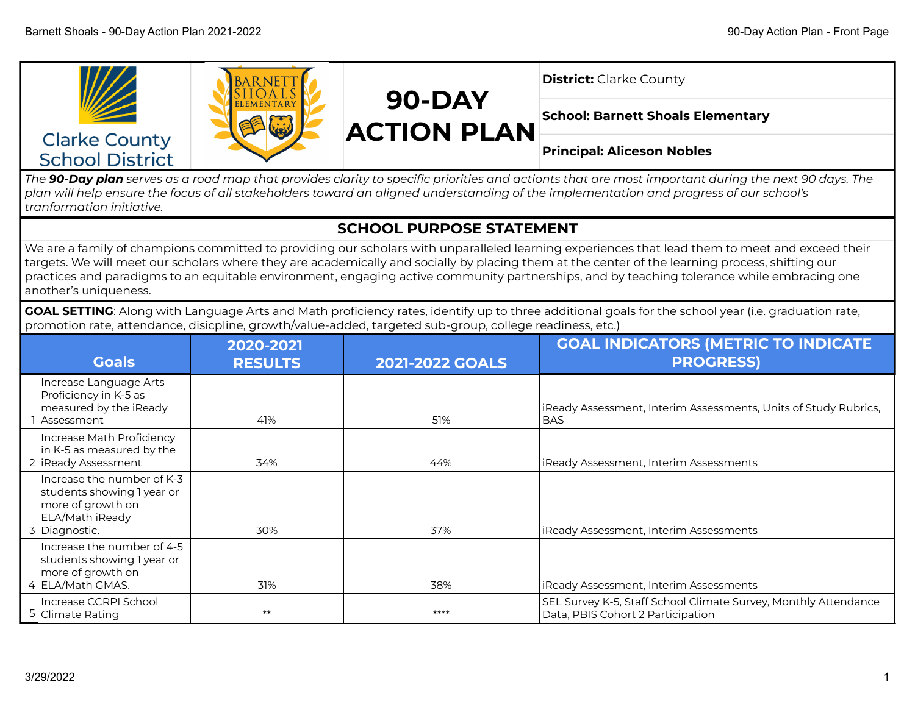# 90-DAY ACTION PLAN

Clarke County School District

**District:** Clarke County

**School: Barnett Shoals Elementary**

**Principal: Aliceson Nobles**

*The **90-Day plan** serves as a road map that provides clarity to specific priorities and actionts that are most important during the next 90 days. The plan will help ensure the focus of all stakeholders toward an aligned understanding of the implementation and progress of our school's tranformation initiative.*

## SCHOOL PURPOSE STATEMENT

We are a family of champions committed to providing our scholars with unparalleled learning experiences that lead them to meet and exceed their targets. We will meet our scholars where they are academically and socially by placing them at the center of the learning process, shifting our practices and paradigms to an equitable environment, engaging active community partnerships, and by teaching tolerance while embracing one another's uniqueness.

**GOAL SETTING**: Along with Language Arts and Math proficiency rates, identify up to three additional goals for the school year (i.e. graduation rate, promotion rate, attendance, disicpline, growth/value-added, targeted sub-group, college readiness, etc.)

| | Goals | 2020-2021 RESULTS | 2021-2022 GOALS | GOAL INDICATORS (METRIC TO INDICATE PROGRESS) |
|---|---|---|---|---|
| 1 | Increase Language Arts Proficiency in K-5 as measured by the iReady Assessment | 41% | 51% | iReady Assessment, Interim Assessments, Units of Study Rubrics, BAS |
| 2 | Increase Math Proficiency in K-5 as measured by the iReady Assessment | 34% | 44% | iReady Assessment, Interim Assessments |
| 3 | Increase the number of K-3 students showing 1 year or more of growth on ELA/Math iReady Diagnostic. | 30% | 37% | iReady Assessment, Interim Assessments |
| 4 | Increase the number of 4-5 students showing 1 year or more of growth on ELA/Math GMAS. | 31% | 38% | iReady Assessment, Interim Assessments |
| 5 | Increase CCRPI School Climate Rating | ** | **** | SEL Survey K-5, Staff School Climate Survey, Monthly Attendance Data, PBIS Cohort 2 Participation |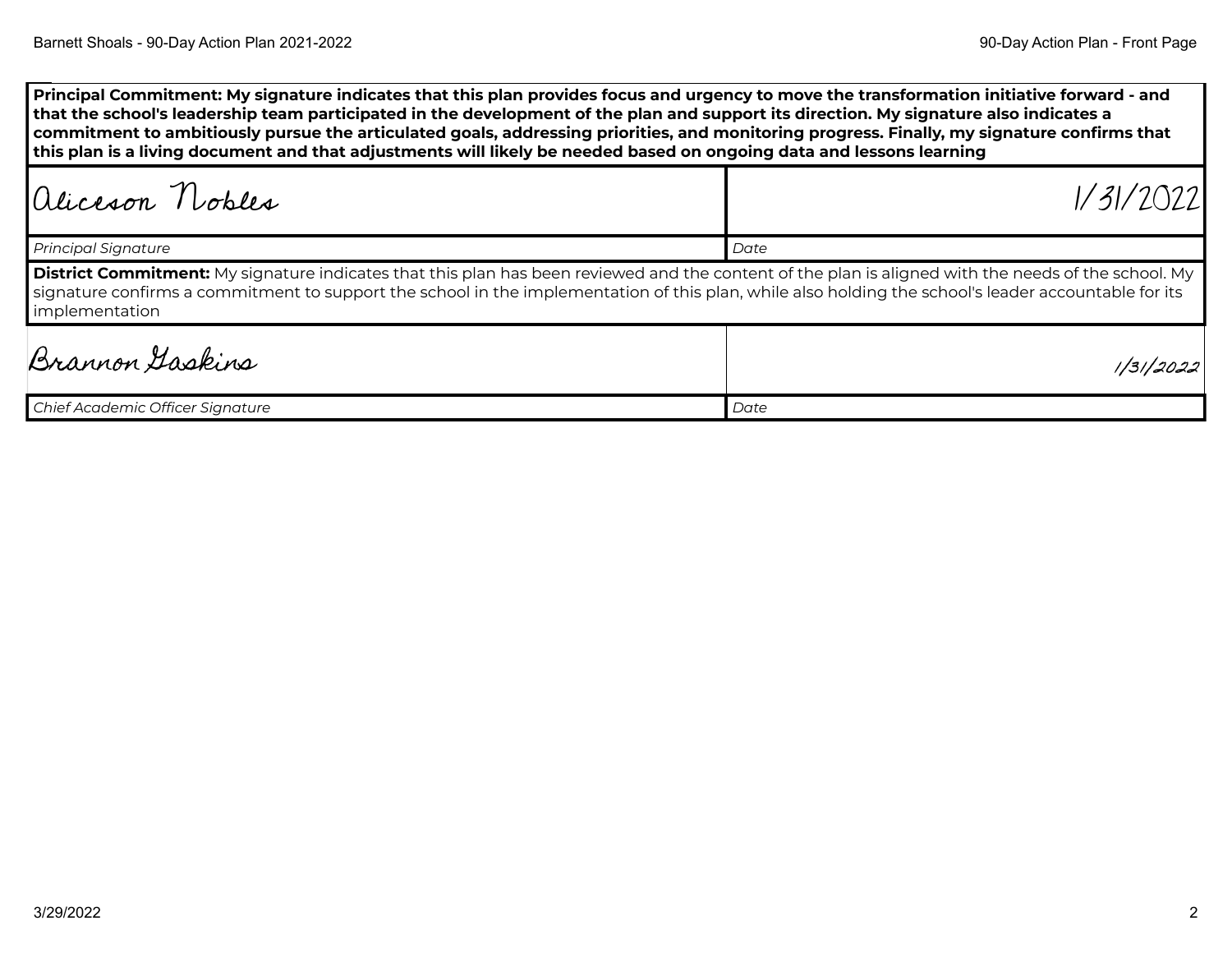**Principal Commitment: My signature indicates that this plan provides focus and urgency to move the transformation initiative forward - and that the school's leadership team participated in the development of the plan and support its direction. My signature also indicates a commitment to ambitiously pursue the articulated goals, addressing priorities, and monitoring progress. Finally, my signature confirms that this plan is a living document and that adjustments will likely be needed based on ongoing data and lessons learning**

| | |
|---|---|
| Aliceson Nobles | 1/31/2022 |
| *Principal Signature* | *Date* |

**District Commitment:** My signature indicates that this plan has been reviewed and the content of the plan is aligned with the needs of the school. My signature confirms a commitment to support the school in the implementation of this plan, while also holding the school's leader accountable for its implementation

| | |
|---|---|
| Brannon Gaskins | 1/31/2022 |
| *Chief Academic Officer Signature* | *Date* |